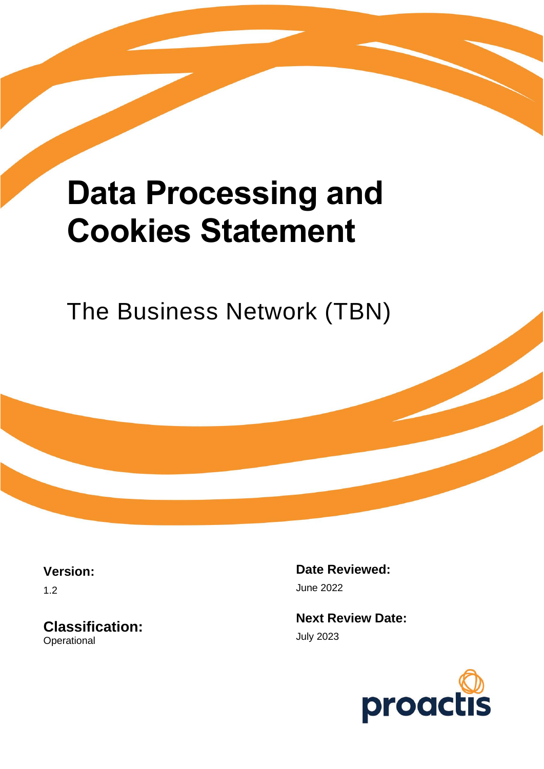# Data Processing and Cookies Statement

The Business Network (TBN)

**Version:**

1.2

**Classification:**

Operational

**Date Reviewed:**

June 2022

**Next Review Date:**

July 2023

proactis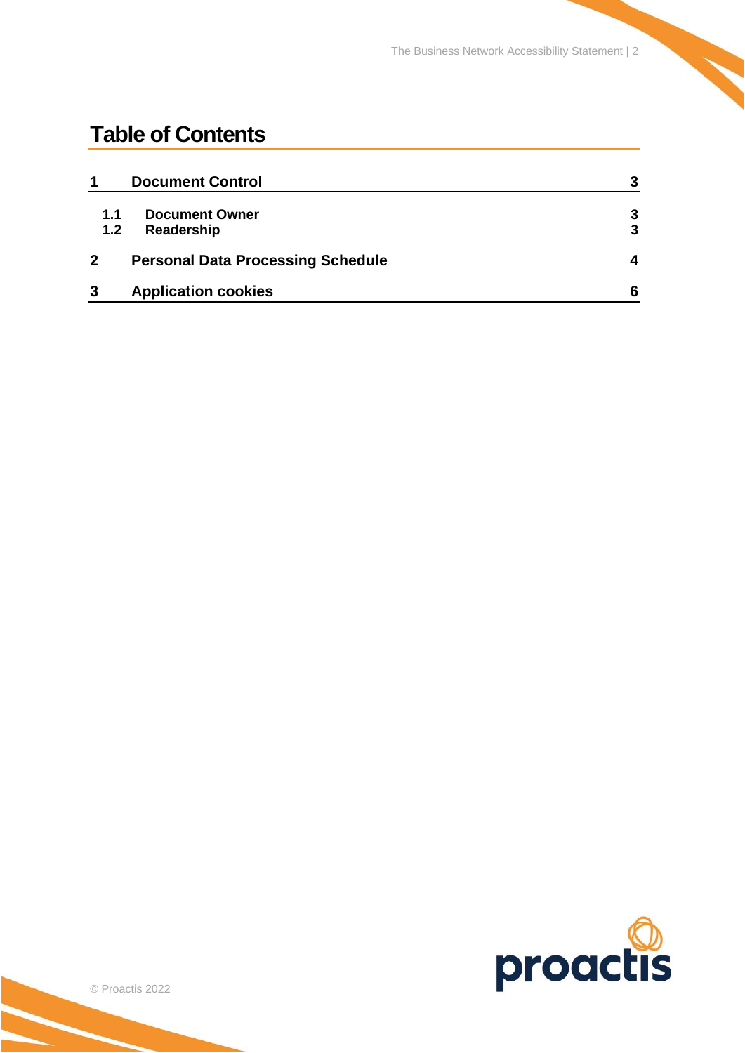# Table of Contents

| | | |
|---|---|---|
| **1** | **Document Control** | **3** |
| **1.1** | **Document Owner** | **3** |
| **1.2** | **Readership** | **3** |
| **2** | **Personal Data Processing Schedule** | **4** |
| **3** | **Application cookies** | **6** |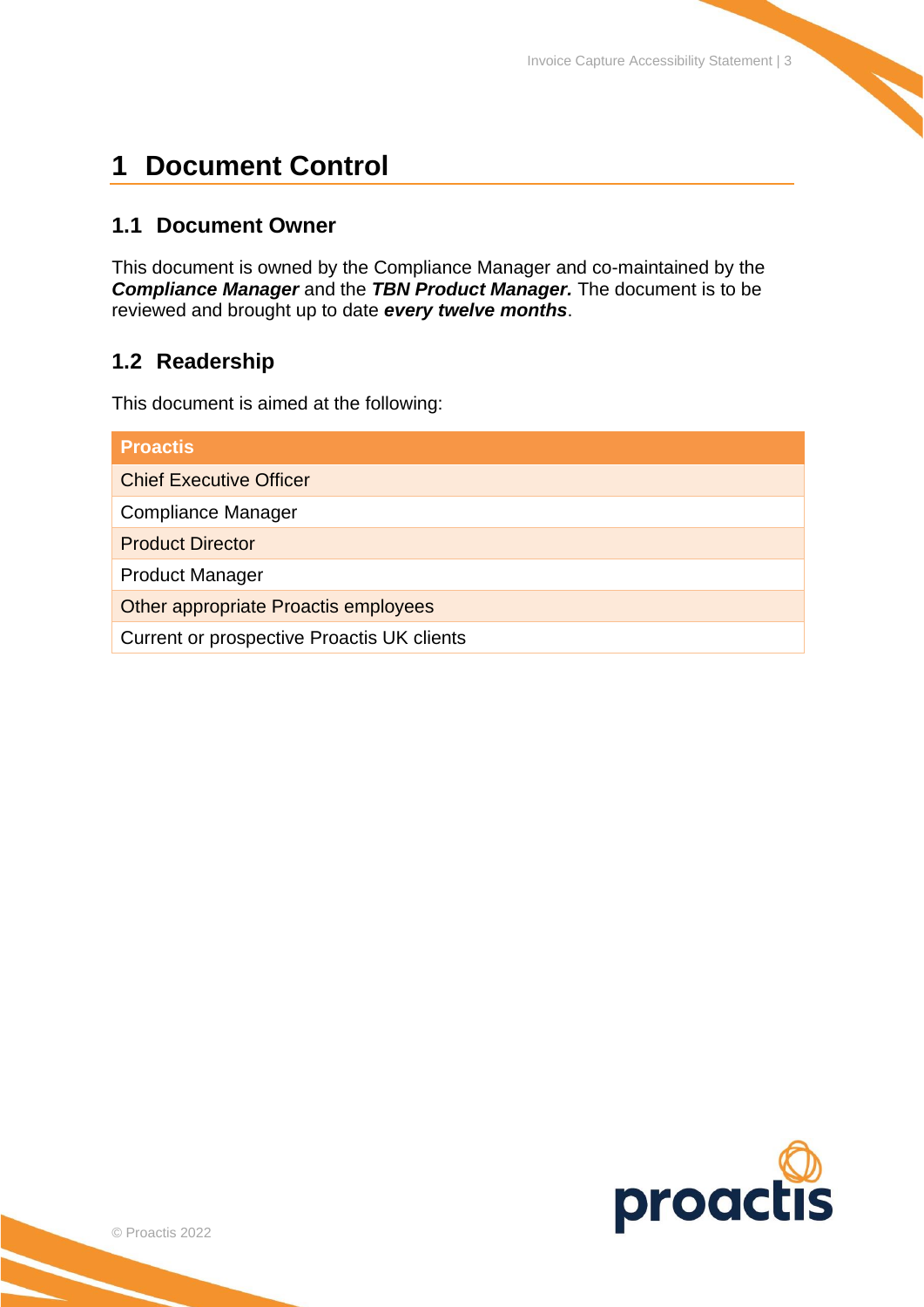# 1 Document Control

## 1.1 Document Owner

This document is owned by the Compliance Manager and co-maintained by the ***Compliance Manager*** and the ***TBN Product Manager.*** The document is to be reviewed and brought up to date ***every twelve months***.

## 1.2 Readership

This document is aimed at the following:

| Proactis |
| --- |
| Chief Executive Officer |
| Compliance Manager |
| Product Director |
| Product Manager |
| Other appropriate Proactis employees |
| Current or prospective Proactis UK clients |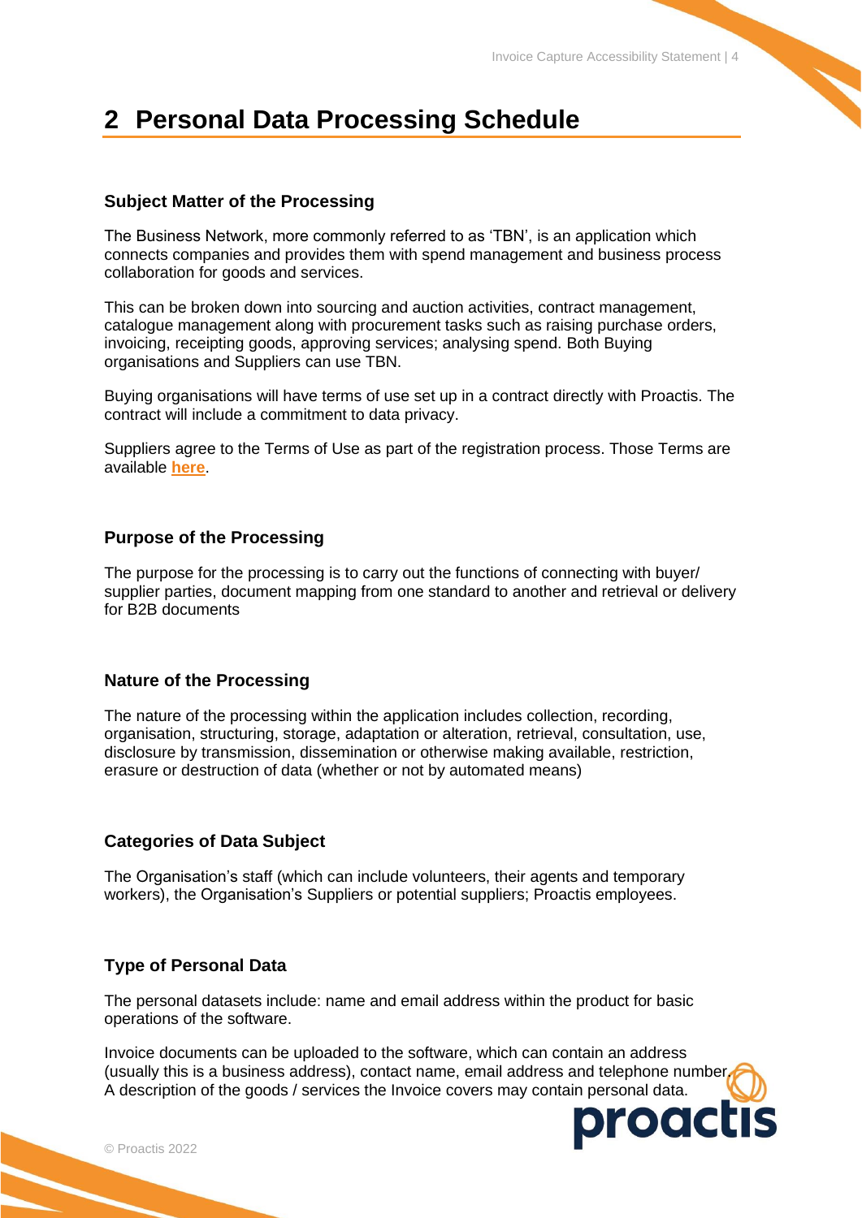# 2 Personal Data Processing Schedule

### Subject Matter of the Processing

The Business Network, more commonly referred to as ‘TBN’, is an application which connects companies and provides them with spend management and business process collaboration for goods and services.

This can be broken down into sourcing and auction activities, contract management, catalogue management along with procurement tasks such as raising purchase orders, invoicing, receipting goods, approving services; analysing spend. Both Buying organisations and Suppliers can use TBN.

Buying organisations will have terms of use set up in a contract directly with Proactis. The contract will include a commitment to data privacy.

Suppliers agree to the Terms of Use as part of the registration process. Those Terms are available **here**.

### Purpose of the Processing

The purpose for the processing is to carry out the functions of connecting with buyer/ supplier parties, document mapping from one standard to another and retrieval or delivery for B2B documents

### Nature of the Processing

The nature of the processing within the application includes collection, recording, organisation, structuring, storage, adaptation or alteration, retrieval, consultation, use, disclosure by transmission, dissemination or otherwise making available, restriction, erasure or destruction of data (whether or not by automated means)

### Categories of Data Subject

The Organisation’s staff (which can include volunteers, their agents and temporary workers), the Organisation’s Suppliers or potential suppliers; Proactis employees.

### Type of Personal Data

The personal datasets include: name and email address within the product for basic operations of the software.

Invoice documents can be uploaded to the software, which can contain an address (usually this is a business address), contact name, email address and telephone number. A description of the goods / services the Invoice covers may contain personal data.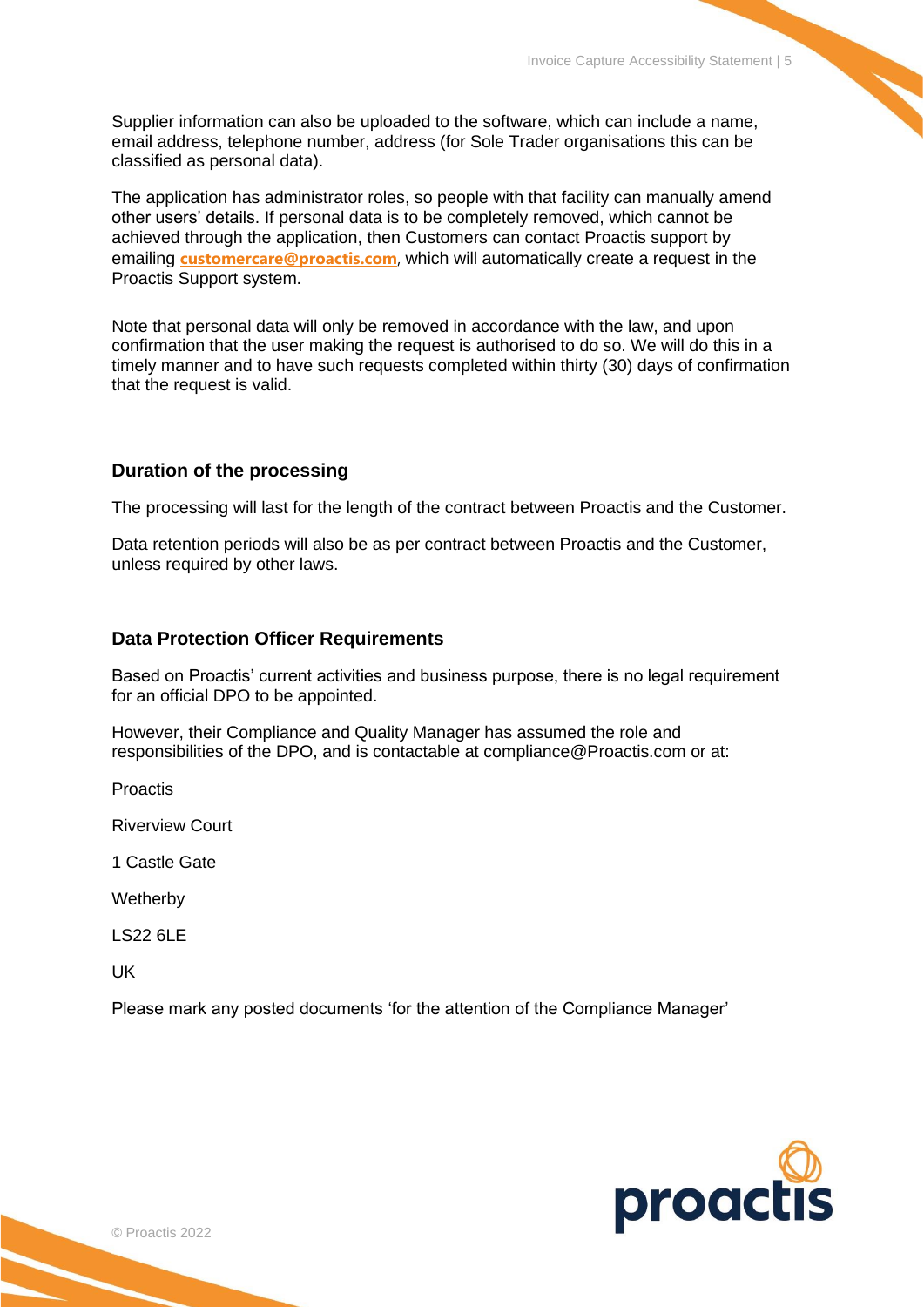Supplier information can also be uploaded to the software, which can include a name, email address, telephone number, address (for Sole Trader organisations this can be classified as personal data).

The application has administrator roles, so people with that facility can manually amend other users' details. If personal data is to be completely removed, which cannot be achieved through the application, then Customers can contact Proactis support by emailing **customercare@proactis.com**, which will automatically create a request in the Proactis Support system.

Note that personal data will only be removed in accordance with the law, and upon confirmation that the user making the request is authorised to do so. We will do this in a timely manner and to have such requests completed within thirty (30) days of confirmation that the request is valid.

### Duration of the processing

The processing will last for the length of the contract between Proactis and the Customer.

Data retention periods will also be as per contract between Proactis and the Customer, unless required by other laws.

### Data Protection Officer Requirements

Based on Proactis' current activities and business purpose, there is no legal requirement for an official DPO to be appointed.

However, their Compliance and Quality Manager has assumed the role and responsibilities of the DPO, and is contactable at compliance@Proactis.com or at:

Proactis

Riverview Court

1 Castle Gate

Wetherby

LS22 6LE

UK

Please mark any posted documents 'for the attention of the Compliance Manager'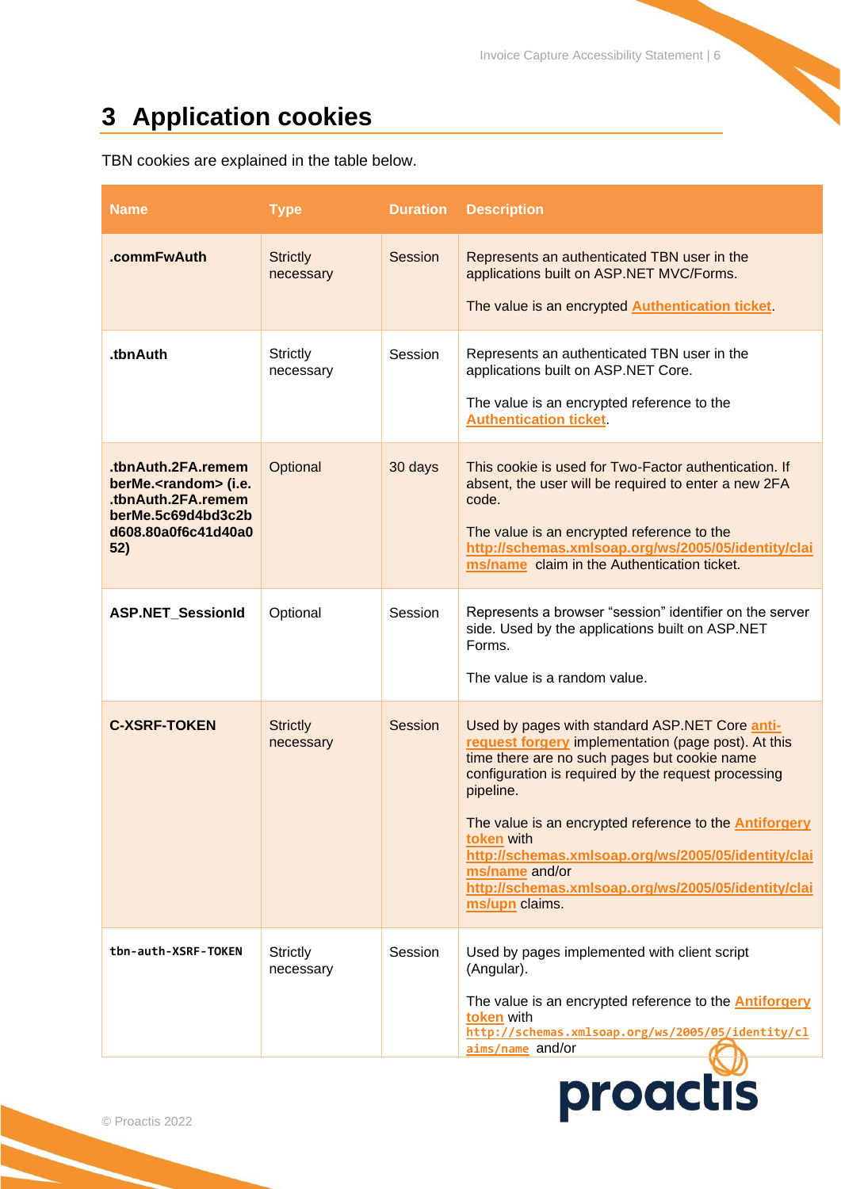# 3 Application cookies

TBN cookies are explained in the table below.

| Name | Type | Duration | Description |
|---|---|---|---|
| **.commFwAuth** | Strictly necessary | Session | Represents an authenticated TBN user in the applications built on ASP.NET MVC/Forms.<br><br>The value is an encrypted **Authentication ticket**. |
| **.tbnAuth** | Strictly necessary | Session | Represents an authenticated TBN user in the applications built on ASP.NET Core.<br><br>The value is an encrypted reference to the **Authentication ticket**. |
| **.tbnAuth.2FA.rememberMe.<random> (i.e. .tbnAuth.2FA.rememberMe.5c69d4bd3c2bd608.80a0f6c41d40a052)** | Optional | 30 days | This cookie is used for Two-Factor authentication. If absent, the user will be required to enter a new 2FA code.<br><br>The value is an encrypted reference to the **http://schemas.xmlsoap.org/ws/2005/05/identity/claims/name** claim in the Authentication ticket. |
| **ASP.NET_SessionId** | Optional | Session | Represents a browser "session" identifier on the server side. Used by the applications built on ASP.NET Forms.<br><br>The value is a random value. |
| **C-XSRF-TOKEN** | Strictly necessary | Session | Used by pages with standard ASP.NET Core **anti-request forgery** implementation (page post). At this time there are no such pages but cookie name configuration is required by the request processing pipeline.<br><br>The value is an encrypted reference to the **Antiforgery token** with **http://schemas.xmlsoap.org/ws/2005/05/identity/claims/name** and/or **http://schemas.xmlsoap.org/ws/2005/05/identity/claims/upn** claims. |
| **tbn-auth-XSRF-TOKEN** | Strictly necessary | Session | Used by pages implemented with client script (Angular).<br><br>The value is an encrypted reference to the **Antiforgery token** with **http://schemas.xmlsoap.org/ws/2005/05/identity/claims/name** and/or |

© Proactis 2022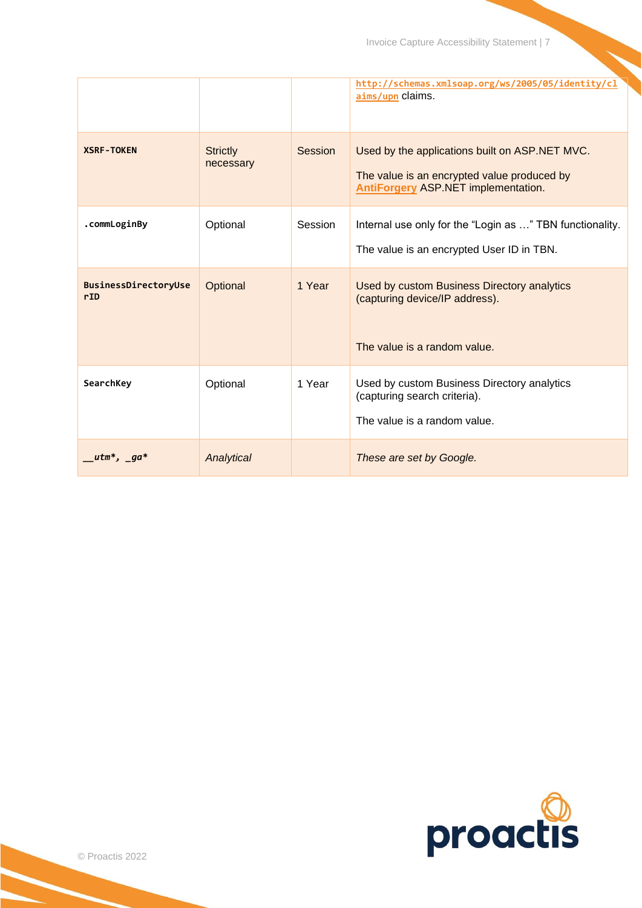| | | | |
|---|---|---|---|
| | | | [http://schemas.xmlsoap.org/ws/2005/05/identity/claims/upn](http://schemas.xmlsoap.org/ws/2005/05/identity/claims/upn) claims. |
| **XSRF-TOKEN** | Strictly necessary | Session | Used by the applications built on ASP.NET MVC.<br><br>The value is an encrypted value produced by **AntiForgery** ASP.NET implementation. |
| **.commLoginBy** | Optional | Session | Internal use only for the "Login as …" TBN functionality.<br><br>The value is an encrypted User ID in TBN. |
| **BusinessDirectoryUserID** | Optional | 1 Year | Used by custom Business Directory analytics (capturing device/IP address).<br><br>The value is a random value. |
| **SearchKey** | Optional | 1 Year | Used by custom Business Directory analytics (capturing search criteria).<br><br>The value is a random value. |
| ***__utm*, _ga**** | *Analytical* | | *These are set by Google.* |

© Proactis 2022